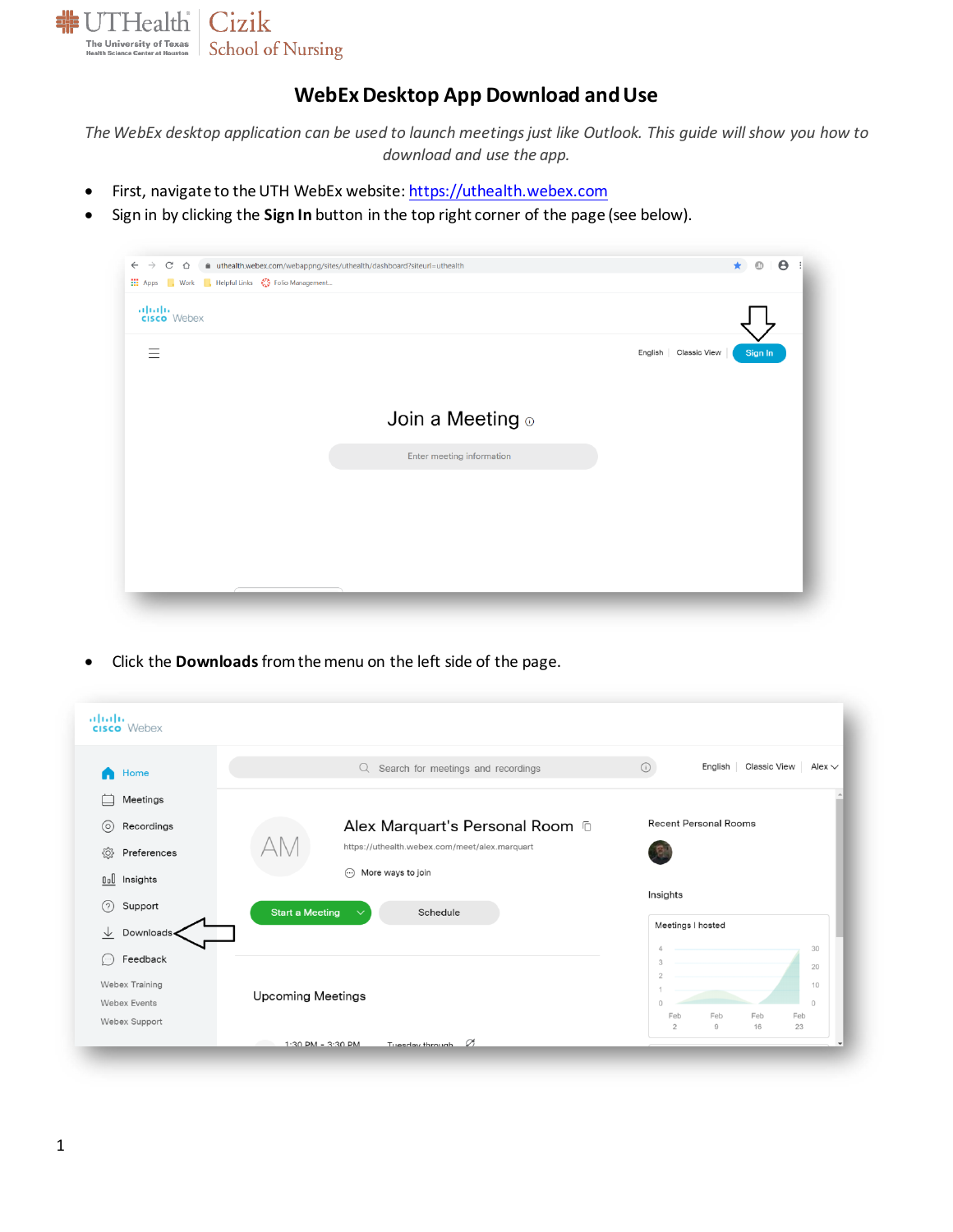# WebEx Desktop App Download and Use

*The WebEx desktop application can be used to launch meetings just like Outlook. This guide will show you how to download and use the app.*

- First, navigate to the UTH WebEx website: [https://uthealth.webex.com](https://uthealth.webex.com)
- Sign in by clicking the **Sign In** button in the top right corner of the page (see below).

- Click the **Downloads** from the menu on the left side of the page.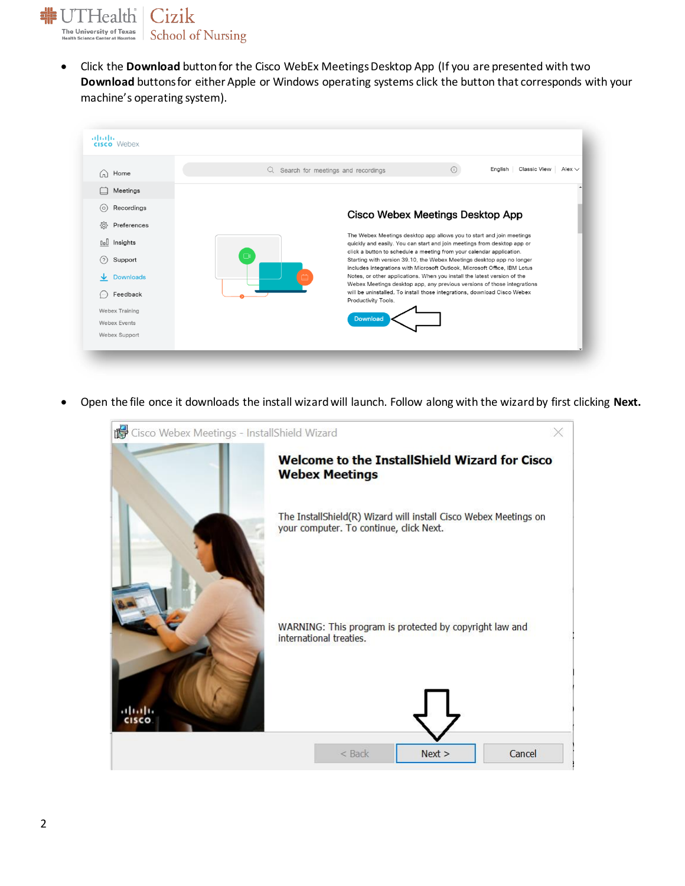- Click the **Download** button for the Cisco WebEx Meetings Desktop App (If you are presented with two **Download** buttons for either Apple or Windows operating systems click the button that corresponds with your machine's operating system).

- Open the file once it downloads the install wizard will launch. Follow along with the wizard by first clicking **Next.**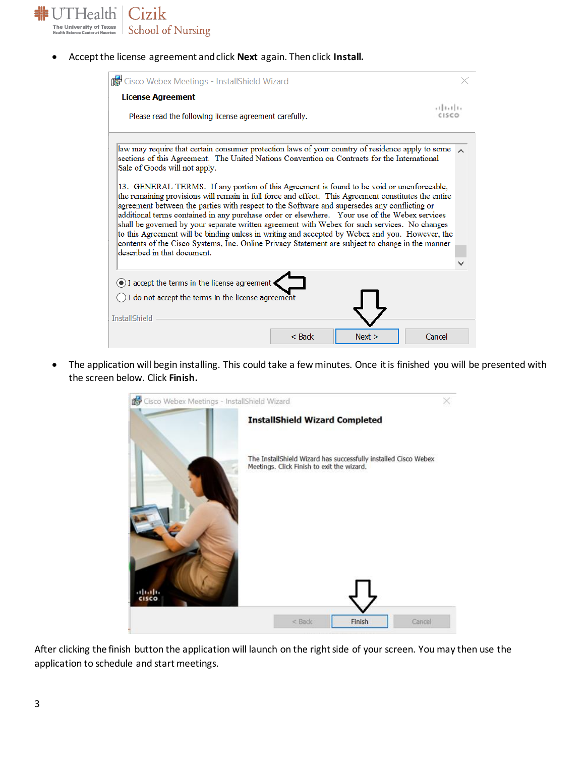- Accept the license agreement and click **Next** again. Then click **Install.**

- The application will begin installing. This could take a few minutes. Once it is finished you will be presented with the screen below. Click **Finish.**

After clicking the finish button the application will launch on the right side of your screen. You may then use the application to schedule and start meetings.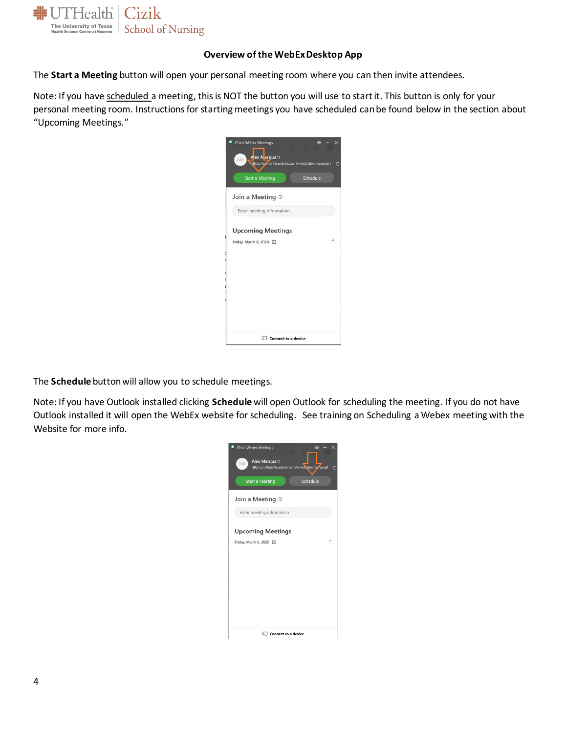**Overview of the WebEx Desktop App**

The **Start a Meeting** button will open your personal meeting room where you can then invite attendees.

Note: If you have scheduled a meeting, this is NOT the button you will use to start it. This button is only for your personal meeting room. Instructions for starting meetings you have scheduled can be found below in the section about "Upcoming Meetings."

The **Schedule** button will allow you to schedule meetings.

Note: If you have Outlook installed clicking **Schedule** will open Outlook for scheduling the meeting. If you do not have Outlook installed it will open the WebEx website for scheduling. See training on Scheduling a Webex meeting with the Website for more info.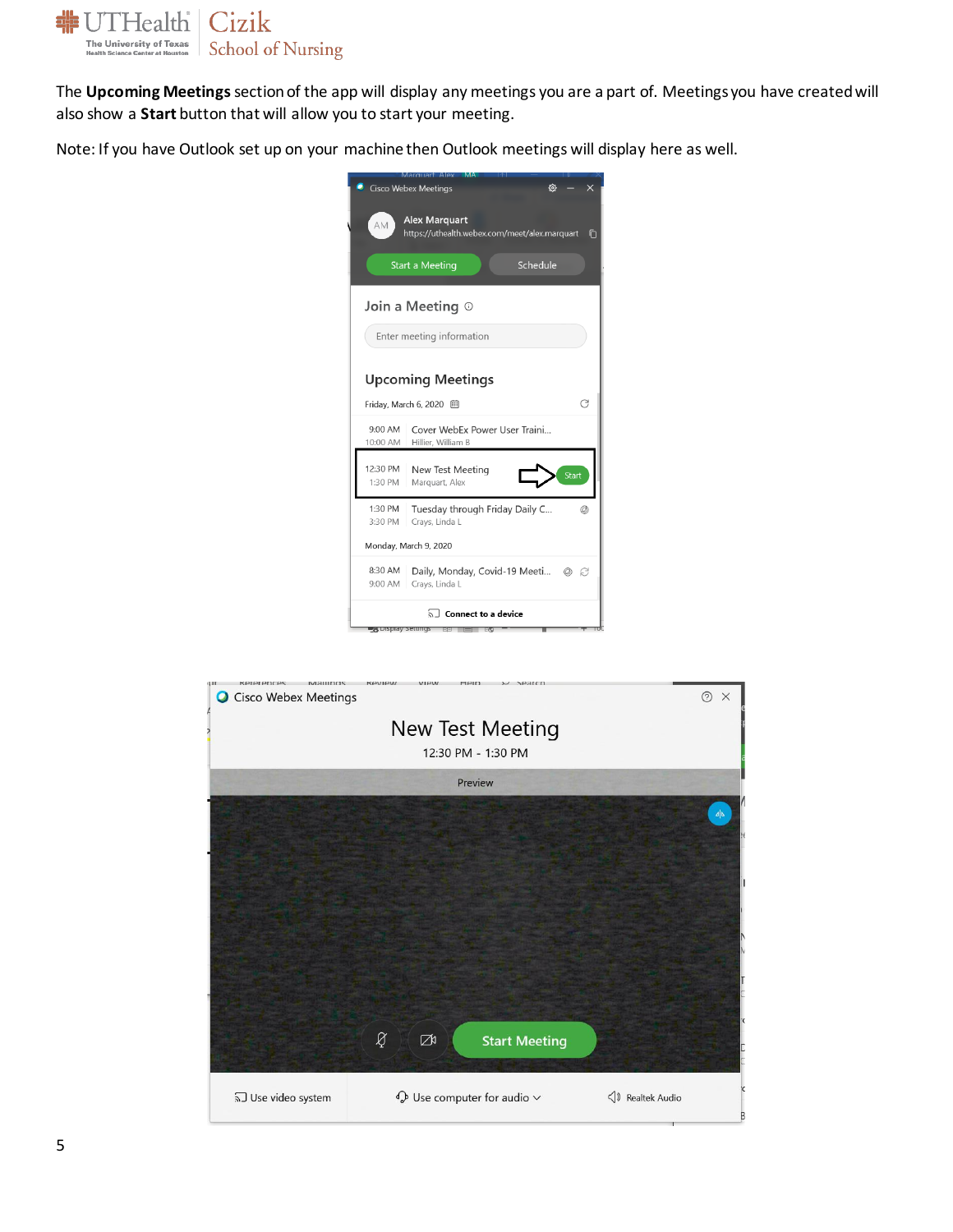The **Upcoming Meetings** section of the app will display any meetings you are a part of. Meetings you have created will also show a **Start** button that will allow you to start your meeting.

Note: If you have Outlook set up on your machine then Outlook meetings will display here as well.